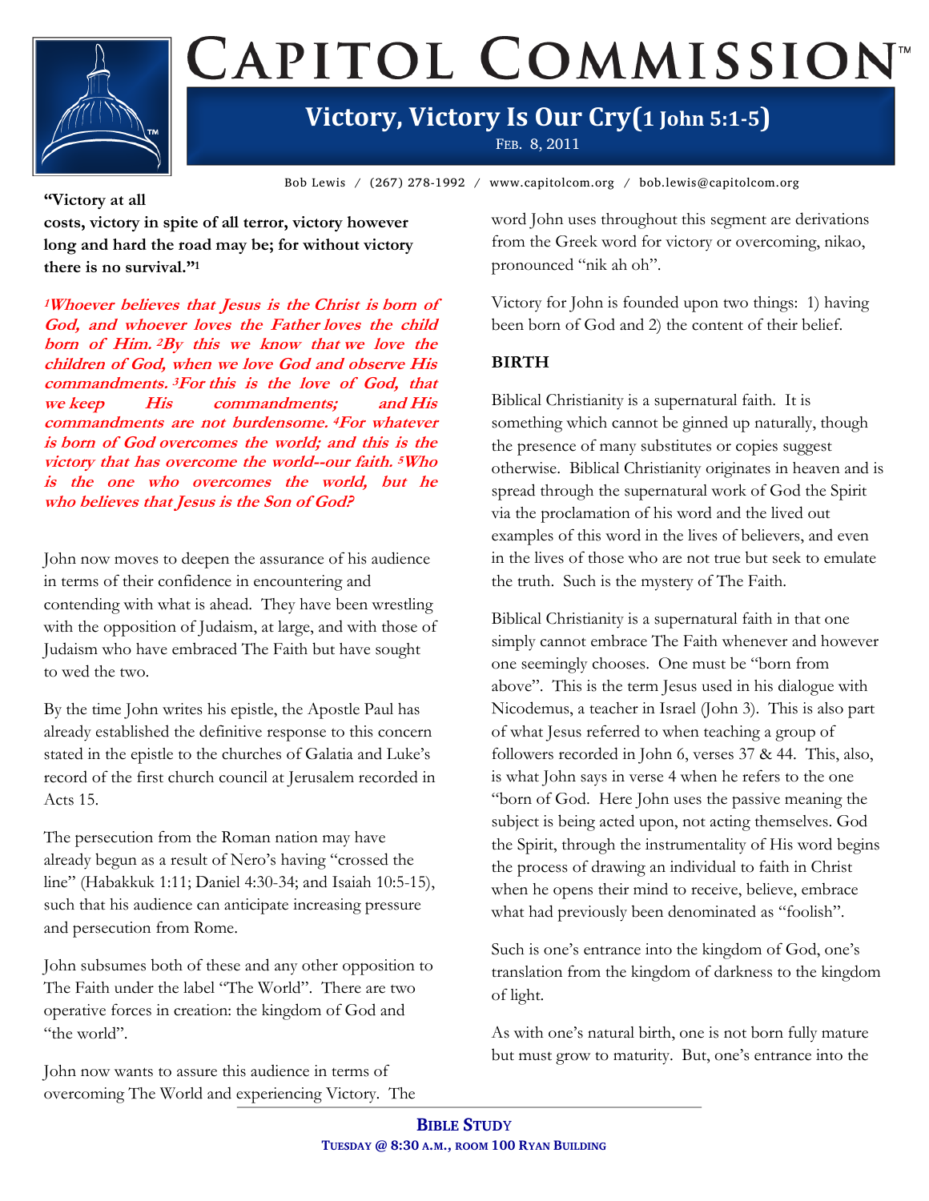# CAPITOL COMMISSION™

## Victory, Victory Is Our Cry(1 John 5:1-5)

FEB. 8, 2011

Bob Lewis / (267) 278-1992 / www.capitolcom.org / bob.lewis@capitolcom.org

**"Victory at all costs, victory in spite of all terror, victory however long and hard the road may be; for without victory there is no survival."[1]**

***[1]Whoever believes that Jesus is the Christ is born of God, and whoever loves the Father loves the child born of Him. [2]By this we know that we love the children of God, when we love God and observe His commandments. [3]For this is the love of God, that we keep His commandments; and His commandments are not burdensome. [4]For whatever is born of God overcomes the world; and this is the victory that has overcome the world--our faith. [5]Who is the one who overcomes the world, but he who believes that Jesus is the Son of God?***

John now moves to deepen the assurance of his audience in terms of their confidence in encountering and contending with what is ahead. They have been wrestling with the opposition of Judaism, at large, and with those of Judaism who have embraced The Faith but have sought to wed the two.

By the time John writes his epistle, the Apostle Paul has already established the definitive response to this concern stated in the epistle to the churches of Galatia and Luke's record of the first church council at Jerusalem recorded in Acts 15.

The persecution from the Roman nation may have already begun as a result of Nero's having "crossed the line" (Habakkuk 1:11; Daniel 4:30-34; and Isaiah 10:5-15), such that his audience can anticipate increasing pressure and persecution from Rome.

John subsumes both of these and any other opposition to The Faith under the label "The World". There are two operative forces in creation: the kingdom of God and "the world".

John now wants to assure this audience in terms of overcoming The World and experiencing Victory. The word John uses throughout this segment are derivations from the Greek word for victory or overcoming, nikao, pronounced "nik ah oh".

Victory for John is founded upon two things: 1) having been born of God and 2) the content of their belief.

### BIRTH

Biblical Christianity is a supernatural faith. It is something which cannot be ginned up naturally, though the presence of many substitutes or copies suggest otherwise. Biblical Christianity originates in heaven and is spread through the supernatural work of God the Spirit via the proclamation of his word and the lived out examples of this word in the lives of believers, and even in the lives of those who are not true but seek to emulate the truth. Such is the mystery of The Faith.

Biblical Christianity is a supernatural faith in that one simply cannot embrace The Faith whenever and however one seemingly chooses. One must be "born from above". This is the term Jesus used in his dialogue with Nicodemus, a teacher in Israel (John 3). This is also part of what Jesus referred to when teaching a group of followers recorded in John 6, verses 37 & 44. This, also, is what John says in verse 4 when he refers to the one "born of God. Here John uses the passive meaning the subject is being acted upon, not acting themselves. God the Spirit, through the instrumentality of His word begins the process of drawing an individual to faith in Christ when he opens their mind to receive, believe, embrace what had previously been denominated as "foolish".

Such is one's entrance into the kingdom of God, one's translation from the kingdom of darkness to the kingdom of light.

As with one's natural birth, one is not born fully mature but must grow to maturity. But, one's entrance into the

**BIBLE STUDY**
**TUESDAY @ 8:30 A.M., ROOM 100 RYAN BUILDING**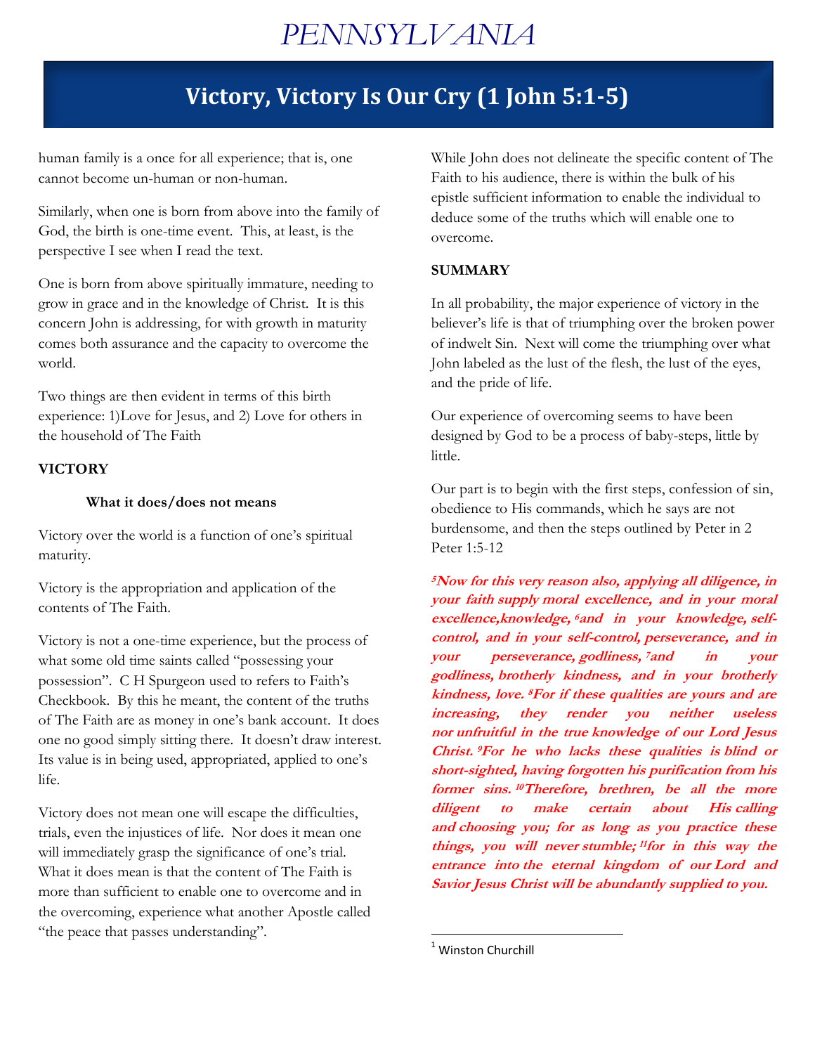human family is a once for all experience; that is, one cannot become un-human or non-human.

Similarly, when one is born from above into the family of God, the birth is one-time event. This, at least, is the perspective I see when I read the text.

One is born from above spiritually immature, needing to grow in grace and in the knowledge of Christ. It is this concern John is addressing, for with growth in maturity comes both assurance and the capacity to overcome the world.

Two things are then evident in terms of this birth experience: 1)Love for Jesus, and 2) Love for others in the household of The Faith

**VICTORY**

**What it does/does not means**

Victory over the world is a function of one's spiritual maturity.

Victory is the appropriation and application of the contents of The Faith.

Victory is not a one-time experience, but the process of what some old time saints called "possessing your possession". C H Spurgeon used to refers to Faith's Checkbook. By this he meant, the content of the truths of The Faith are as money in one's bank account. It does one no good simply sitting there. It doesn't draw interest. Its value is in being used, appropriated, applied to one's life.

Victory does not mean one will escape the difficulties, trials, even the injustices of life. Nor does it mean one will immediately grasp the significance of one's trial. What it does mean is that the content of The Faith is more than sufficient to enable one to overcome and in the overcoming, experience what another Apostle called "the peace that passes understanding".

While John does not delineate the specific content of The Faith to his audience, there is within the bulk of his epistle sufficient information to enable the individual to deduce some of the truths which will enable one to overcome.

**SUMMARY**

In all probability, the major experience of victory in the believer's life is that of triumphing over the broken power of indwelt Sin. Next will come the triumphing over what John labeled as the lust of the flesh, the lust of the eyes, and the pride of life.

Our experience of overcoming seems to have been designed by God to be a process of baby-steps, little by little.

Our part is to begin with the first steps, confession of sin, obedience to His commands, which he says are not burdensome, and then the steps outlined by Peter in 2 Peter 1:5-12

***[5]Now for this very reason also, applying all diligence, in your faith supply moral excellence, and in your moral excellence,knowledge, [6]and in your knowledge, self-control, and in your self-control, perseverance, and in your perseverance, godliness, [7]and in your godliness, brotherly kindness, and in your brotherly kindness, love. [8]For if these qualities are yours and are increasing, they render you neither useless nor unfruitful in the true knowledge of our Lord Jesus Christ. [9]For he who lacks these qualities is blind or short-sighted, having forgotten his purification from his former sins. [10]Therefore, brethren, be all the more diligent to make certain about His calling and choosing you; for as long as you practice these things, you will never stumble; [11]for in this way the entrance into the eternal kingdom of our Lord and Savior Jesus Christ will be abundantly supplied to you.***

[1] Winston Churchill